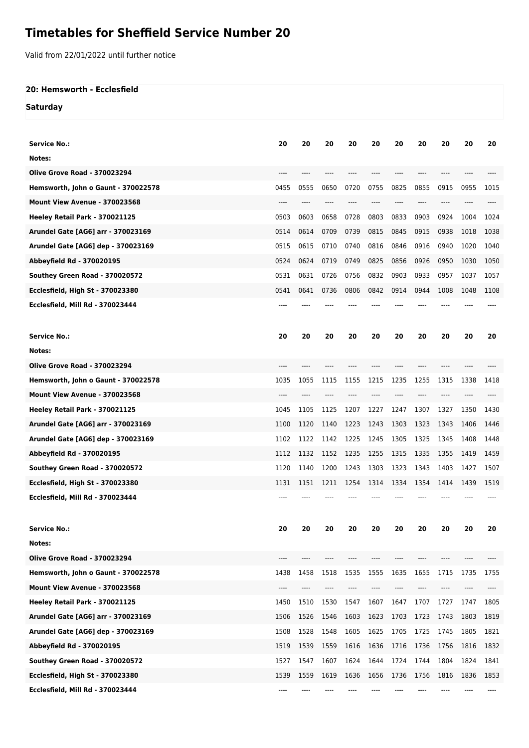# Timetables for Sheffield Service Number 20

Valid from 22/01/2022 until further notice

**20: Hemsworth - Ecclesfield**

**Saturday**

| Service No.: | 20 | 20 | 20 | 20 | 20 | 20 | 20 | 20 | 20 | 20 |
|---|---|---|---|---|---|---|---|---|---|---|
| Notes: | | | | | | | | | | |
| Olive Grove Road - 370023294 | ---- | ---- | ---- | ---- | ---- | ---- | ---- | ---- | ---- | ---- |
| Hemsworth, John o Gaunt - 370022578 | 0455 | 0555 | 0650 | 0720 | 0755 | 0825 | 0855 | 0915 | 0955 | 1015 |
| Mount View Avenue - 370023568 | ---- | ---- | ---- | ---- | ---- | ---- | ---- | ---- | ---- | ---- |
| Heeley Retail Park - 370021125 | 0503 | 0603 | 0658 | 0728 | 0803 | 0833 | 0903 | 0924 | 1004 | 1024 |
| Arundel Gate [AG6] arr - 370023169 | 0514 | 0614 | 0709 | 0739 | 0815 | 0845 | 0915 | 0938 | 1018 | 1038 |
| Arundel Gate [AG6] dep - 370023169 | 0515 | 0615 | 0710 | 0740 | 0816 | 0846 | 0916 | 0940 | 1020 | 1040 |
| Abbeyfield Rd - 370020195 | 0524 | 0624 | 0719 | 0749 | 0825 | 0856 | 0926 | 0950 | 1030 | 1050 |
| Southey Green Road - 370020572 | 0531 | 0631 | 0726 | 0756 | 0832 | 0903 | 0933 | 0957 | 1037 | 1057 |
| Ecclesfield, High St - 370023380 | 0541 | 0641 | 0736 | 0806 | 0842 | 0914 | 0944 | 1008 | 1048 | 1108 |
| Ecclesfield, Mill Rd - 370023444 | ---- | ---- | ---- | ---- | ---- | ---- | ---- | ---- | ---- | ---- |

| Service No.: | 20 | 20 | 20 | 20 | 20 | 20 | 20 | 20 | 20 | 20 |
|---|---|---|---|---|---|---|---|---|---|---|
| Notes: | | | | | | | | | | |
| Olive Grove Road - 370023294 | ---- | ---- | ---- | ---- | ---- | ---- | ---- | ---- | ---- | ---- |
| Hemsworth, John o Gaunt - 370022578 | 1035 | 1055 | 1115 | 1155 | 1215 | 1235 | 1255 | 1315 | 1338 | 1418 |
| Mount View Avenue - 370023568 | ---- | ---- | ---- | ---- | ---- | ---- | ---- | ---- | ---- | ---- |
| Heeley Retail Park - 370021125 | 1045 | 1105 | 1125 | 1207 | 1227 | 1247 | 1307 | 1327 | 1350 | 1430 |
| Arundel Gate [AG6] arr - 370023169 | 1100 | 1120 | 1140 | 1223 | 1243 | 1303 | 1323 | 1343 | 1406 | 1446 |
| Arundel Gate [AG6] dep - 370023169 | 1102 | 1122 | 1142 | 1225 | 1245 | 1305 | 1325 | 1345 | 1408 | 1448 |
| Abbeyfield Rd - 370020195 | 1112 | 1132 | 1152 | 1235 | 1255 | 1315 | 1335 | 1355 | 1419 | 1459 |
| Southey Green Road - 370020572 | 1120 | 1140 | 1200 | 1243 | 1303 | 1323 | 1343 | 1403 | 1427 | 1507 |
| Ecclesfield, High St - 370023380 | 1131 | 1151 | 1211 | 1254 | 1314 | 1334 | 1354 | 1414 | 1439 | 1519 |
| Ecclesfield, Mill Rd - 370023444 | ---- | ---- | ---- | ---- | ---- | ---- | ---- | ---- | ---- | ---- |

| Service No.: | 20 | 20 | 20 | 20 | 20 | 20 | 20 | 20 | 20 | 20 |
|---|---|---|---|---|---|---|---|---|---|---|
| Notes: | | | | | | | | | | |
| Olive Grove Road - 370023294 | ---- | ---- | ---- | ---- | ---- | ---- | ---- | ---- | ---- | ---- |
| Hemsworth, John o Gaunt - 370022578 | 1438 | 1458 | 1518 | 1535 | 1555 | 1635 | 1655 | 1715 | 1735 | 1755 |
| Mount View Avenue - 370023568 | ---- | ---- | ---- | ---- | ---- | ---- | ---- | ---- | ---- | ---- |
| Heeley Retail Park - 370021125 | 1450 | 1510 | 1530 | 1547 | 1607 | 1647 | 1707 | 1727 | 1747 | 1805 |
| Arundel Gate [AG6] arr - 370023169 | 1506 | 1526 | 1546 | 1603 | 1623 | 1703 | 1723 | 1743 | 1803 | 1819 |
| Arundel Gate [AG6] dep - 370023169 | 1508 | 1528 | 1548 | 1605 | 1625 | 1705 | 1725 | 1745 | 1805 | 1821 |
| Abbeyfield Rd - 370020195 | 1519 | 1539 | 1559 | 1616 | 1636 | 1716 | 1736 | 1756 | 1816 | 1832 |
| Southey Green Road - 370020572 | 1527 | 1547 | 1607 | 1624 | 1644 | 1724 | 1744 | 1804 | 1824 | 1841 |
| Ecclesfield, High St - 370023380 | 1539 | 1559 | 1619 | 1636 | 1656 | 1736 | 1756 | 1816 | 1836 | 1853 |
| Ecclesfield, Mill Rd - 370023444 | ---- | ---- | ---- | ---- | ---- | ---- | ---- | ---- | ---- | ---- |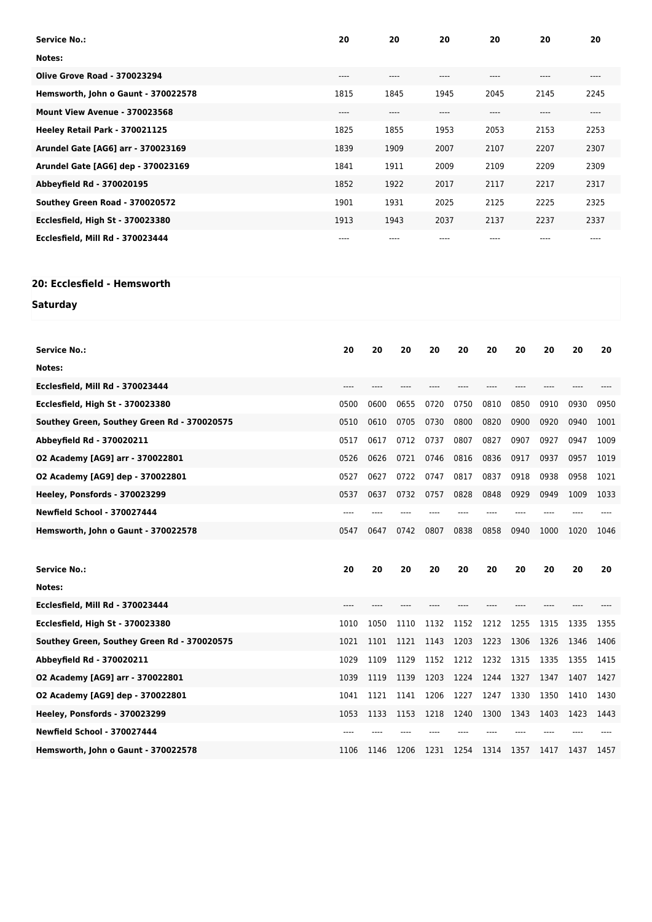| Service No.: | 20 | 20 | 20 | 20 | 20 | 20 |
|---|---|---|---|---|---|---|
| Notes: | | | | | | |
| Olive Grove Road - 370023294 | ---- | ---- | ---- | ---- | ---- | ---- |
| Hemsworth, John o Gaunt - 370022578 | 1815 | 1845 | 1945 | 2045 | 2145 | 2245 |
| Mount View Avenue - 370023568 | ---- | ---- | ---- | ---- | ---- | ---- |
| Heeley Retail Park - 370021125 | 1825 | 1855 | 1953 | 2053 | 2153 | 2253 |
| Arundel Gate [AG6] arr - 370023169 | 1839 | 1909 | 2007 | 2107 | 2207 | 2307 |
| Arundel Gate [AG6] dep - 370023169 | 1841 | 1911 | 2009 | 2109 | 2209 | 2309 |
| Abbeyfield Rd - 370020195 | 1852 | 1922 | 2017 | 2117 | 2217 | 2317 |
| Southey Green Road - 370020572 | 1901 | 1931 | 2025 | 2125 | 2225 | 2325 |
| Ecclesfield, High St - 370023380 | 1913 | 1943 | 2037 | 2137 | 2237 | 2337 |
| Ecclesfield, Mill Rd - 370023444 | ---- | ---- | ---- | ---- | ---- | ---- |

## 20: Ecclesfield - Hemsworth

### Saturday

| Service No.: | 20 | 20 | 20 | 20 | 20 | 20 | 20 | 20 | 20 | 20 |
|---|---|---|---|---|---|---|---|---|---|---|
| Notes: | | | | | | | | | | |
| Ecclesfield, Mill Rd - 370023444 | ---- | ---- | ---- | ---- | ---- | ---- | ---- | ---- | ---- | ---- |
| Ecclesfield, High St - 370023380 | 0500 | 0600 | 0655 | 0720 | 0750 | 0810 | 0850 | 0910 | 0930 | 0950 |
| Southey Green, Southey Green Rd - 370020575 | 0510 | 0610 | 0705 | 0730 | 0800 | 0820 | 0900 | 0920 | 0940 | 1001 |
| Abbeyfield Rd - 370020211 | 0517 | 0617 | 0712 | 0737 | 0807 | 0827 | 0907 | 0927 | 0947 | 1009 |
| O2 Academy [AG9] arr - 370022801 | 0526 | 0626 | 0721 | 0746 | 0816 | 0836 | 0917 | 0937 | 0957 | 1019 |
| O2 Academy [AG9] dep - 370022801 | 0527 | 0627 | 0722 | 0747 | 0817 | 0837 | 0918 | 0938 | 0958 | 1021 |
| Heeley, Ponsfords - 370023299 | 0537 | 0637 | 0732 | 0757 | 0828 | 0848 | 0929 | 0949 | 1009 | 1033 |
| Newfield School - 370027444 | ---- | ---- | ---- | ---- | ---- | ---- | ---- | ---- | ---- | ---- |
| Hemsworth, John o Gaunt - 370022578 | 0547 | 0647 | 0742 | 0807 | 0838 | 0858 | 0940 | 1000 | 1020 | 1046 |

| Service No.: | 20 | 20 | 20 | 20 | 20 | 20 | 20 | 20 | 20 | 20 |
|---|---|---|---|---|---|---|---|---|---|---|
| Notes: | | | | | | | | | | |
| Ecclesfield, Mill Rd - 370023444 | ---- | ---- | ---- | ---- | ---- | ---- | ---- | ---- | ---- | ---- |
| Ecclesfield, High St - 370023380 | 1010 | 1050 | 1110 | 1132 | 1152 | 1212 | 1255 | 1315 | 1335 | 1355 |
| Southey Green, Southey Green Rd - 370020575 | 1021 | 1101 | 1121 | 1143 | 1203 | 1223 | 1306 | 1326 | 1346 | 1406 |
| Abbeyfield Rd - 370020211 | 1029 | 1109 | 1129 | 1152 | 1212 | 1232 | 1315 | 1335 | 1355 | 1415 |
| O2 Academy [AG9] arr - 370022801 | 1039 | 1119 | 1139 | 1203 | 1224 | 1244 | 1327 | 1347 | 1407 | 1427 |
| O2 Academy [AG9] dep - 370022801 | 1041 | 1121 | 1141 | 1206 | 1227 | 1247 | 1330 | 1350 | 1410 | 1430 |
| Heeley, Ponsfords - 370023299 | 1053 | 1133 | 1153 | 1218 | 1240 | 1300 | 1343 | 1403 | 1423 | 1443 |
| Newfield School - 370027444 | ---- | ---- | ---- | ---- | ---- | ---- | ---- | ---- | ---- | ---- |
| Hemsworth, John o Gaunt - 370022578 | 1106 | 1146 | 1206 | 1231 | 1254 | 1314 | 1357 | 1417 | 1437 | 1457 |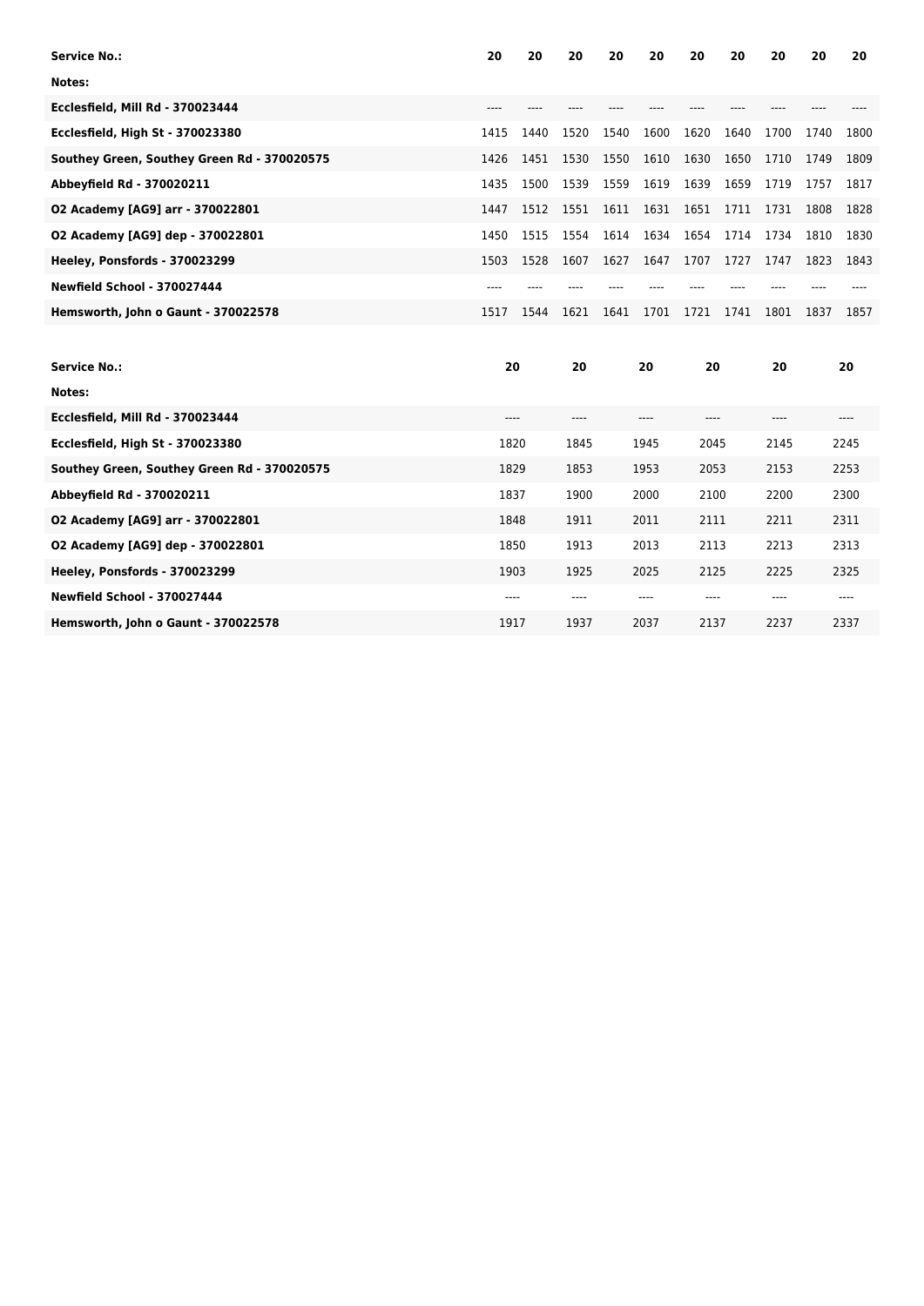| Service No.: | 20 | 20 | 20 | 20 | 20 | 20 | 20 | 20 | 20 | 20 |
|---|---|---|---|---|---|---|---|---|---|---|
| Notes: | | | | | | | | | | |
| Ecclesfield, Mill Rd - 370023444 | ---- | ---- | ---- | ---- | ---- | ---- | ---- | ---- | ---- | ---- |
| Ecclesfield, High St - 370023380 | 1415 | 1440 | 1520 | 1540 | 1600 | 1620 | 1640 | 1700 | 1740 | 1800 |
| Southey Green, Southey Green Rd - 370020575 | 1426 | 1451 | 1530 | 1550 | 1610 | 1630 | 1650 | 1710 | 1749 | 1809 |
| Abbeyfield Rd - 370020211 | 1435 | 1500 | 1539 | 1559 | 1619 | 1639 | 1659 | 1719 | 1757 | 1817 |
| O2 Academy [AG9] arr - 370022801 | 1447 | 1512 | 1551 | 1611 | 1631 | 1651 | 1711 | 1731 | 1808 | 1828 |
| O2 Academy [AG9] dep - 370022801 | 1450 | 1515 | 1554 | 1614 | 1634 | 1654 | 1714 | 1734 | 1810 | 1830 |
| Heeley, Ponsfords - 370023299 | 1503 | 1528 | 1607 | 1627 | 1647 | 1707 | 1727 | 1747 | 1823 | 1843 |
| Newfield School - 370027444 | ---- | ---- | ---- | ---- | ---- | ---- | ---- | ---- | ---- | ---- |
| Hemsworth, John o Gaunt - 370022578 | 1517 | 1544 | 1621 | 1641 | 1701 | 1721 | 1741 | 1801 | 1837 | 1857 |

| Service No.: | 20 | 20 | 20 | 20 | 20 | 20 |
|---|---|---|---|---|---|---|
| Notes: | | | | | | |
| Ecclesfield, Mill Rd - 370023444 | ---- | ---- | ---- | ---- | ---- | ---- |
| Ecclesfield, High St - 370023380 | 1820 | 1845 | 1945 | 2045 | 2145 | 2245 |
| Southey Green, Southey Green Rd - 370020575 | 1829 | 1853 | 1953 | 2053 | 2153 | 2253 |
| Abbeyfield Rd - 370020211 | 1837 | 1900 | 2000 | 2100 | 2200 | 2300 |
| O2 Academy [AG9] arr - 370022801 | 1848 | 1911 | 2011 | 2111 | 2211 | 2311 |
| O2 Academy [AG9] dep - 370022801 | 1850 | 1913 | 2013 | 2113 | 2213 | 2313 |
| Heeley, Ponsfords - 370023299 | 1903 | 1925 | 2025 | 2125 | 2225 | 2325 |
| Newfield School - 370027444 | ---- | ---- | ---- | ---- | ---- | ---- |
| Hemsworth, John o Gaunt - 370022578 | 1917 | 1937 | 2037 | 2137 | 2237 | 2337 |